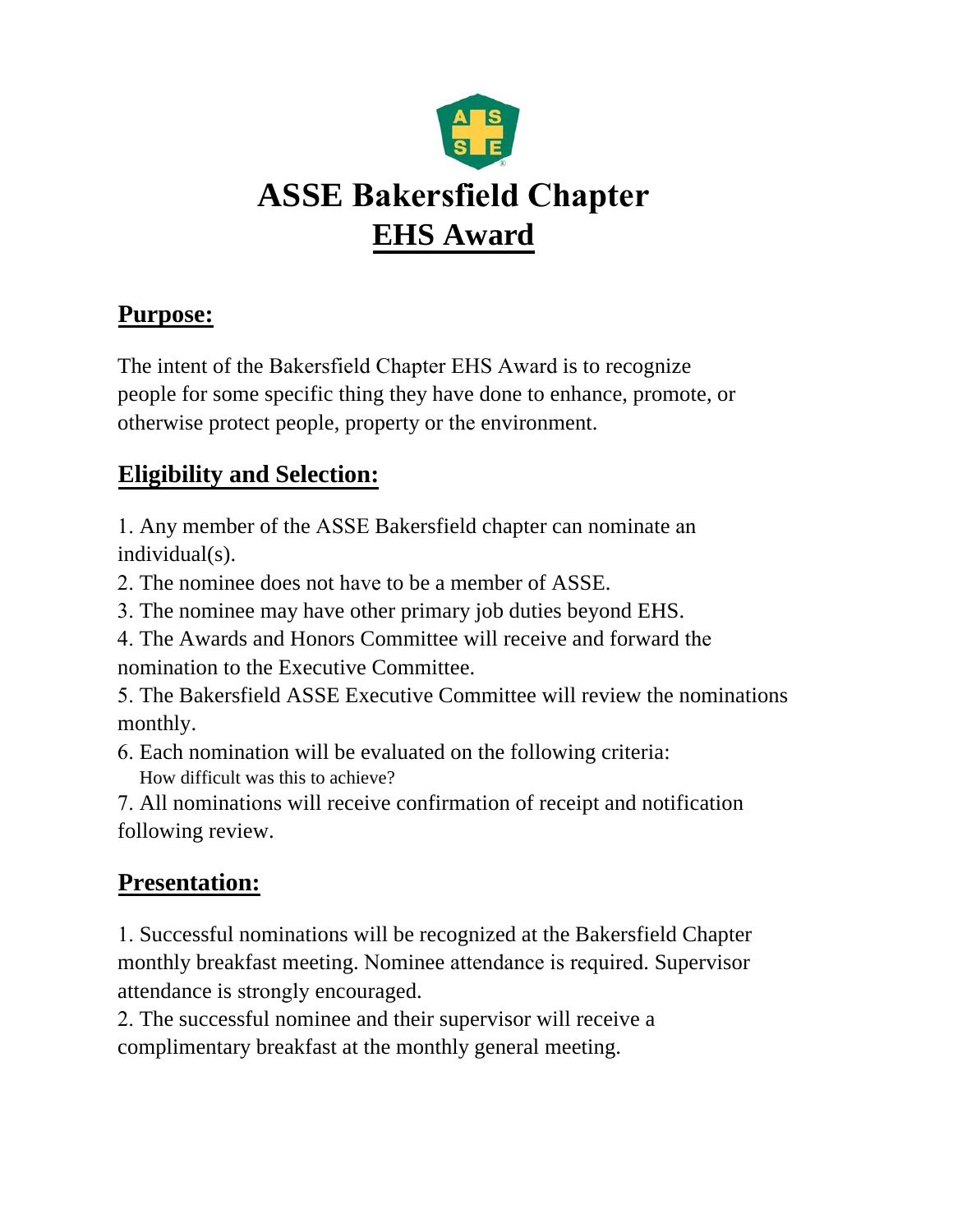# ASSE Bakersfield Chapter

# EHS Award

## Purpose:

The intent of the Bakersfield Chapter EHS Award is to recognize people for some specific thing they have done to enhance, promote, or otherwise protect people, property or the environment.

## Eligibility and Selection:

1. Any member of the ASSE Bakersfield chapter can nominate an individual(s).
2. The nominee does not have to be a member of ASSE.
3. The nominee may have other primary job duties beyond EHS.
4. The Awards and Honors Committee will receive and forward the nomination to the Executive Committee.
5. The Bakersfield ASSE Executive Committee will review the nominations monthly.
6. Each nomination will be evaluated on the following criteria:
   How difficult was this to achieve?
7. All nominations will receive confirmation of receipt and notification following review.

## Presentation:

1. Successful nominations will be recognized at the Bakersfield Chapter monthly breakfast meeting. Nominee attendance is required. Supervisor attendance is strongly encouraged.
2. The successful nominee and their supervisor will receive a complimentary breakfast at the monthly general meeting.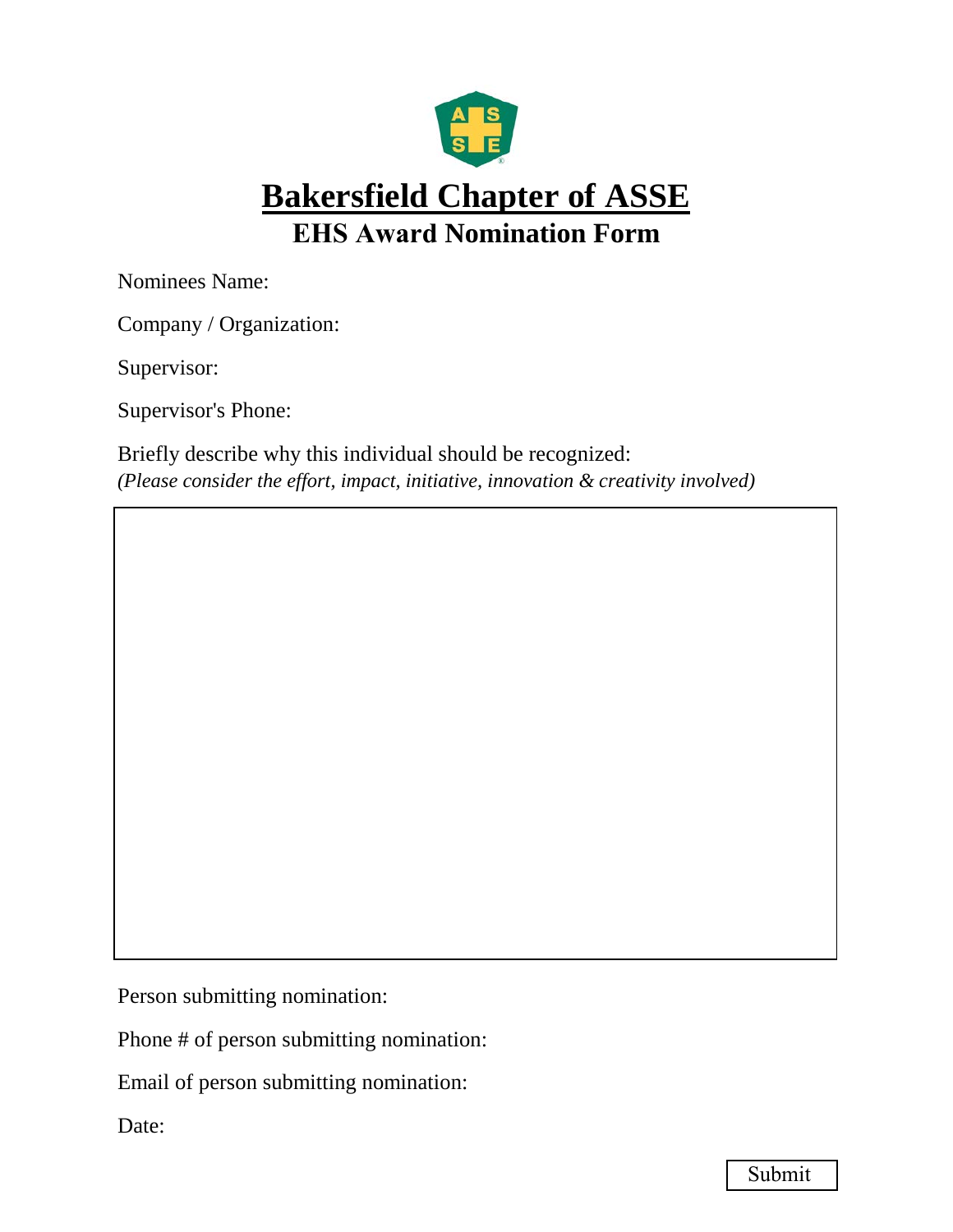# Bakersfield Chapter of ASSE

## EHS Award Nomination Form

Nominees Name:

Company / Organization:

Supervisor:

Supervisor's Phone:

Briefly describe why this individual should be recognized:
*(Please consider the effort, impact, initiative, innovation & creativity involved)*

Person submitting nomination:

Phone # of person submitting nomination:

Email of person submitting nomination:

Date:

Submit